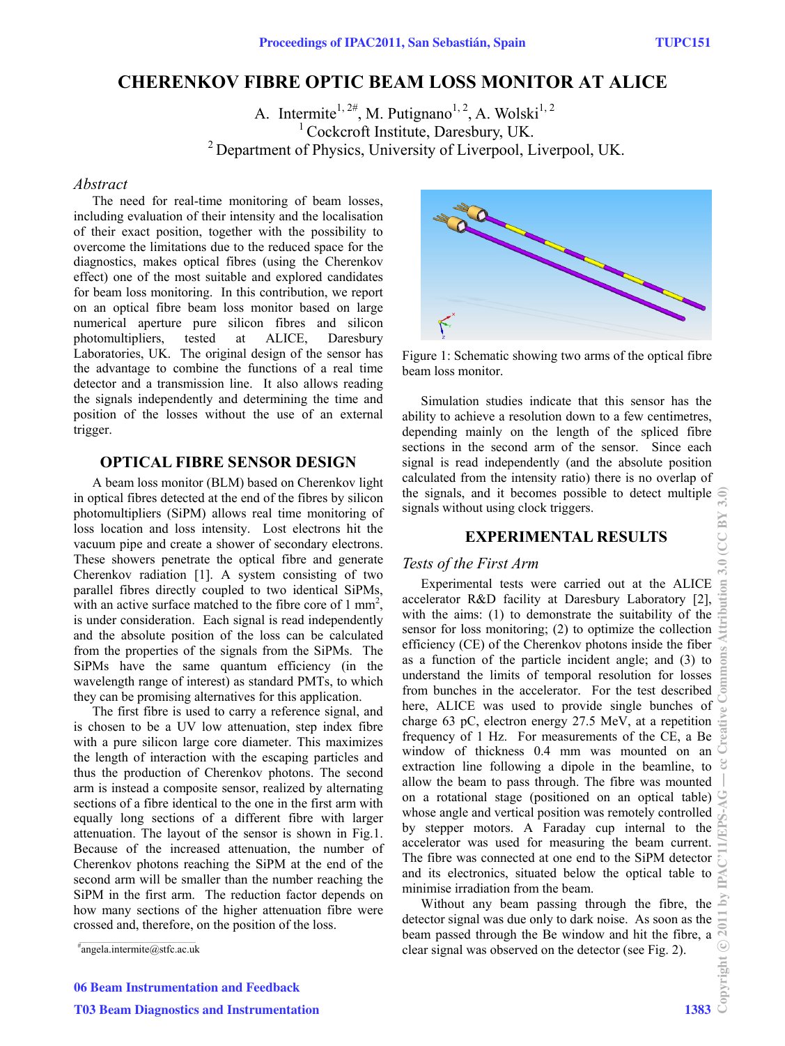# CHERENKOV FIBRE OPTIC BEAM LOSS MONITOR AT ALICE

A. Intermite[1, 2#], M. Putignano[1, 2], A. Wolski[1, 2]

[1] Cockcroft Institute, Daresbury, UK.

[2] Department of Physics, University of Liverpool, Liverpool, UK.

## *Abstract*

The need for real-time monitoring of beam losses, including evaluation of their intensity and the localisation of their exact position, together with the possibility to overcome the limitations due to the reduced space for the diagnostics, makes optical fibres (using the Cherenkov effect) one of the most suitable and explored candidates for beam loss monitoring. In this contribution, we report on an optical fibre beam loss monitor based on large numerical aperture pure silicon fibres and silicon photomultipliers, tested at ALICE, Daresbury Laboratories, UK. The original design of the sensor has the advantage to combine the functions of a real time detector and a transmission line. It also allows reading the signals independently and determining the time and position of the losses without the use of an external trigger.

## OPTICAL FIBRE SENSOR DESIGN

A beam loss monitor (BLM) based on Cherenkov light in optical fibres detected at the end of the fibres by silicon photomultipliers (SiPM) allows real time monitoring of loss location and loss intensity. Lost electrons hit the vacuum pipe and create a shower of secondary electrons. These showers penetrate the optical fibre and generate Cherenkov radiation [1]. A system consisting of two parallel fibres directly coupled to two identical SiPMs, with an active surface matched to the fibre core of 1 mm$^2$, is under consideration. Each signal is read independently and the absolute position of the loss can be calculated from the properties of the signals from the SiPMs. The SiPMs have the same quantum efficiency (in the wavelength range of interest) as standard PMTs, to which they can be promising alternatives for this application.

The first fibre is used to carry a reference signal, and is chosen to be a UV low attenuation, step index fibre with a pure silicon large core diameter. This maximizes the length of interaction with the escaping particles and thus the production of Cherenkov photons. The second arm is instead a composite sensor, realized by alternating sections of a fibre identical to the one in the first arm with equally long sections of a different fibre with larger attenuation. The layout of the sensor is shown in Fig.1. Because of the increased attenuation, the number of Cherenkov photons reaching the SiPM at the end of the second arm will be smaller than the number reaching the SiPM in the first arm. The reduction factor depends on how many sections of the higher attenuation fibre were crossed and, therefore, on the position of the loss.

Figure 1: Schematic showing two arms of the optical fibre beam loss monitor.

Simulation studies indicate that this sensor has the ability to achieve a resolution down to a few centimetres, depending mainly on the length of the spliced fibre sections in the second arm of the sensor. Since each signal is read independently (and the absolute position calculated from the intensity ratio) there is no overlap of the signals, and it becomes possible to detect multiple signals without using clock triggers.

## EXPERIMENTAL RESULTS

### *Tests of the First Arm*

Experimental tests were carried out at the ALICE accelerator R&D facility at Daresbury Laboratory [2], with the aims: (1) to demonstrate the suitability of the sensor for loss monitoring; (2) to optimize the collection efficiency (CE) of the Cherenkov photons inside the fiber as a function of the particle incident angle; and (3) to understand the limits of temporal resolution for losses from bunches in the accelerator. For the test described here, ALICE was used to provide single bunches of charge 63 pC, electron energy 27.5 MeV, at a repetition frequency of 1 Hz. For measurements of the CE, a Be window of thickness 0.4 mm was mounted on an extraction line following a dipole in the beamline, to allow the beam to pass through. The fibre was mounted on a rotational stage (positioned on an optical table) whose angle and vertical position was remotely controlled by stepper motors. A Faraday cup internal to the accelerator was used for measuring the beam current. The fibre was connected at one end to the SiPM detector and its electronics, situated below the optical table to minimise irradiation from the beam.

Without any beam passing through the fibre, the detector signal was due only to dark noise. As soon as the beam passed through the Be window and hit the fibre, a clear signal was observed on the detector (see Fig. 2).

#angela.intermite@stfc.ac.uk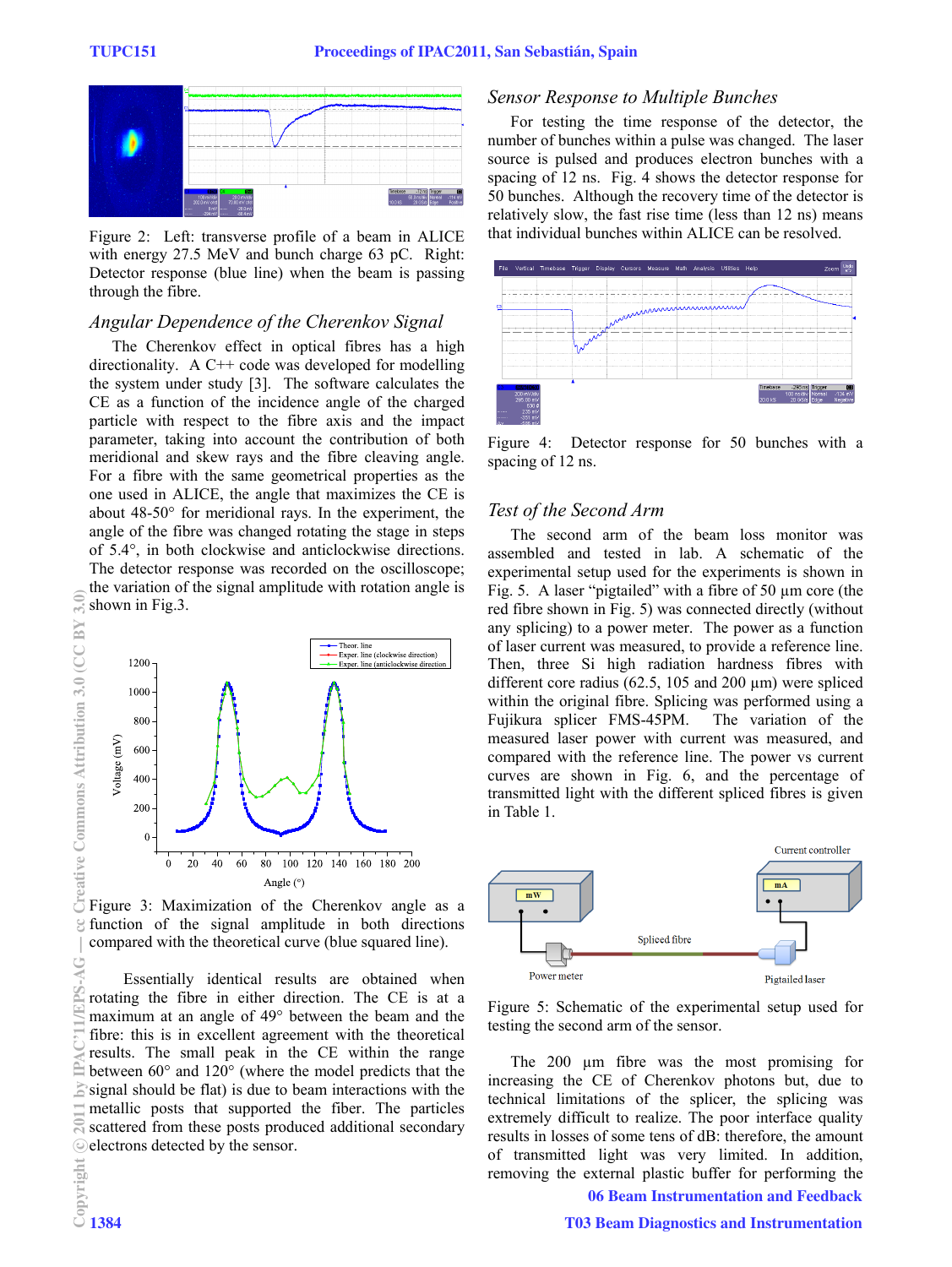Figure 2: Left: transverse profile of a beam in ALICE with energy 27.5 MeV and bunch charge 63 pC. Right: Detector response (blue line) when the beam is passing through the fibre.

### *Angular Dependence of the Cherenkov Signal*

The Cherenkov effect in optical fibres has a high directionality. A C++ code was developed for modelling the system under study [3]. The software calculates the CE as a function of the incidence angle of the charged particle with respect to the fibre axis and the impact parameter, taking into account the contribution of both meridional and skew rays and the fibre cleaving angle. For a fibre with the same geometrical properties as the one used in ALICE, the angle that maximizes the CE is about 48-50° for meridional rays. In the experiment, the angle of the fibre was changed rotating the stage in steps of 5.4°, in both clockwise and anticlockwise directions. The detector response was recorded on the oscilloscope; the variation of the signal amplitude with rotation angle is shown in Fig.3.

Figure 3: Maximization of the Cherenkov angle as a function of the signal amplitude in both directions compared with the theoretical curve (blue squared line).

Essentially identical results are obtained when rotating the fibre in either direction. The CE is at a maximum at an angle of 49° between the beam and the fibre: this is in excellent agreement with the theoretical results. The small peak in the CE within the range between 60° and 120° (where the model predicts that the signal should be flat) is due to beam interactions with the metallic posts that supported the fiber. The particles scattered from these posts produced additional secondary electrons detected by the sensor.

### *Sensor Response to Multiple Bunches*

For testing the time response of the detector, the number of bunches within a pulse was changed. The laser source is pulsed and produces electron bunches with a spacing of 12 ns. Fig. 4 shows the detector response for 50 bunches. Although the recovery time of the detector is relatively slow, the fast rise time (less than 12 ns) means that individual bunches within ALICE can be resolved.

Figure 4: Detector response for 50 bunches with a spacing of 12 ns.

### *Test of the Second Arm*

The second arm of the beam loss monitor was assembled and tested in lab. A schematic of the experimental setup used for the experiments is shown in Fig. 5. A laser "pigtailed" with a fibre of 50 µm core (the red fibre shown in Fig. 5) was connected directly (without any splicing) to a power meter. The power as a function of laser current was measured, to provide a reference line. Then, three Si high radiation hardness fibres with different core radius (62.5, 105 and 200 µm) were spliced within the original fibre. Splicing was performed using a Fujikura splicer FMS-45PM. The variation of the measured laser power with current was measured, and compared with the reference line. The power vs current curves are shown in Fig. 6, and the percentage of transmitted light with the different spliced fibres is given in Table 1.

Figure 5: Schematic of the experimental setup used for testing the second arm of the sensor.

The 200 µm fibre was the most promising for increasing the CE of Cherenkov photons but, due to technical limitations of the splicer, the splicing was extremely difficult to realize. The poor interface quality results in losses of some tens of dB: therefore, the amount of transmitted light was very limited. In addition, removing the external plastic buffer for performing the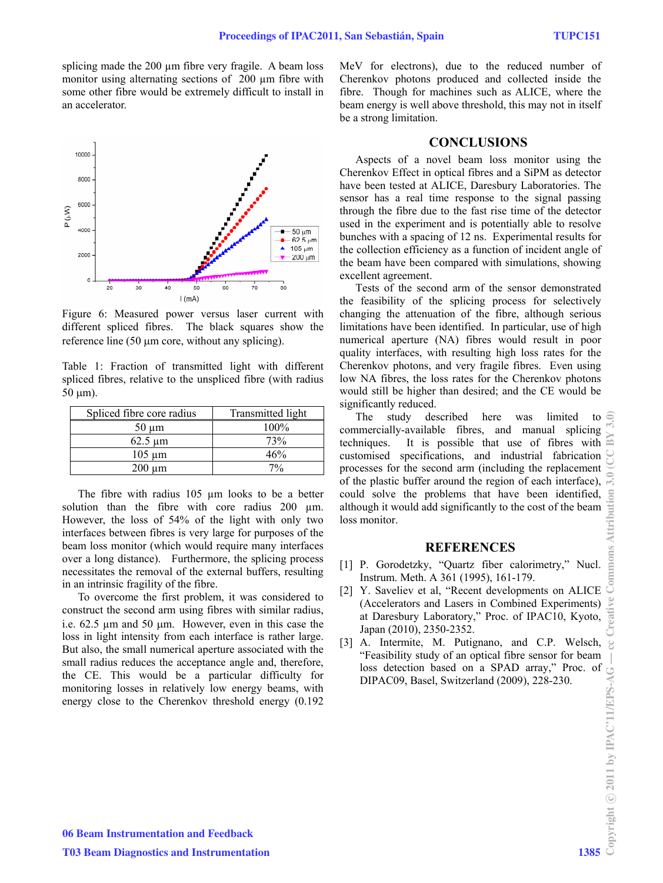splicing made the 200 μm fibre very fragile. A beam loss monitor using alternating sections of 200 μm fibre with some other fibre would be extremely difficult to install in an accelerator.

P (μW)
10000
8000
6000
4000
2000
0
20 30 40 50 60 70 80
I (mA)
50 μm
62.5 μm
105 μm
200 μm

Figure 6: Measured power versus laser current with different spliced fibres. The black squares show the reference line (50 μm core, without any splicing).

Table 1: Fraction of transmitted light with different spliced fibres, relative to the unspliced fibre (with radius 50 μm).

| Spliced fibre core radius | Transmitted light |
|---|---|
| 50 μm | 100% |
| 62.5 μm | 73% |
| 105 μm | 46% |
| 200 μm | 7% |

The fibre with radius 105 μm looks to be a better solution than the fibre with core radius 200 μm. However, the loss of 54% of the light with only two interfaces between fibres is very large for purposes of the beam loss monitor (which would require many interfaces over a long distance). Furthermore, the splicing process necessitates the removal of the external buffers, resulting in an intrinsic fragility of the fibre.

To overcome the first problem, it was considered to construct the second arm using fibres with similar radius, i.e. 62.5 μm and 50 μm. However, even in this case the loss in light intensity from each interface is rather large. But also, the small numerical aperture associated with the small radius reduces the acceptance angle and, therefore, the CE. This would be a particular difficulty for monitoring losses in relatively low energy beams, with energy close to the Cherenkov threshold energy (0.192 MeV for electrons), due to the reduced number of Cherenkov photons produced and collected inside the fibre. Though for machines such as ALICE, where the beam energy is well above threshold, this may not in itself be a strong limitation.

## CONCLUSIONS

Aspects of a novel beam loss monitor using the Cherenkov Effect in optical fibres and a SiPM as detector have been tested at ALICE, Daresbury Laboratories. The sensor has a real time response to the signal passing through the fibre due to the fast rise time of the detector used in the experiment and is potentially able to resolve bunches with a spacing of 12 ns. Experimental results for the collection efficiency as a function of incident angle of the beam have been compared with simulations, showing excellent agreement.

Tests of the second arm of the sensor demonstrated the feasibility of the splicing process for selectively changing the attenuation of the fibre, although serious limitations have been identified. In particular, use of high numerical aperture (NA) fibres would result in poor quality interfaces, with resulting high loss rates for the Cherenkov photons, and very fragile fibres. Even using low NA fibres, the loss rates for the Cherenkov photons would still be higher than desired; and the CE would be significantly reduced.

The study described here was limited to commercially-available fibres, and manual splicing techniques. It is possible that use of fibres with customised specifications, and industrial fabrication processes for the second arm (including the replacement of the plastic buffer around the region of each interface), could solve the problems that have been identified, although it would add significantly to the cost of the beam loss monitor.

## REFERENCES

[1] P. Gorodetzky, "Quartz fiber calorimetry," Nucl. Instrum. Meth. A 361 (1995), 161-179.

[2] Y. Saveliev et al, "Recent developments on ALICE (Accelerators and Lasers in Combined Experiments) at Daresbury Laboratory," Proc. of IPAC10, Kyoto, Japan (2010), 2350-2352.

[3] A. Intermite, M. Putignano, and C.P. Welsch, "Feasibility study of an optical fibre sensor for beam loss detection based on a SPAD array," Proc. of DIPAC09, Basel, Switzerland (2009), 228-230.